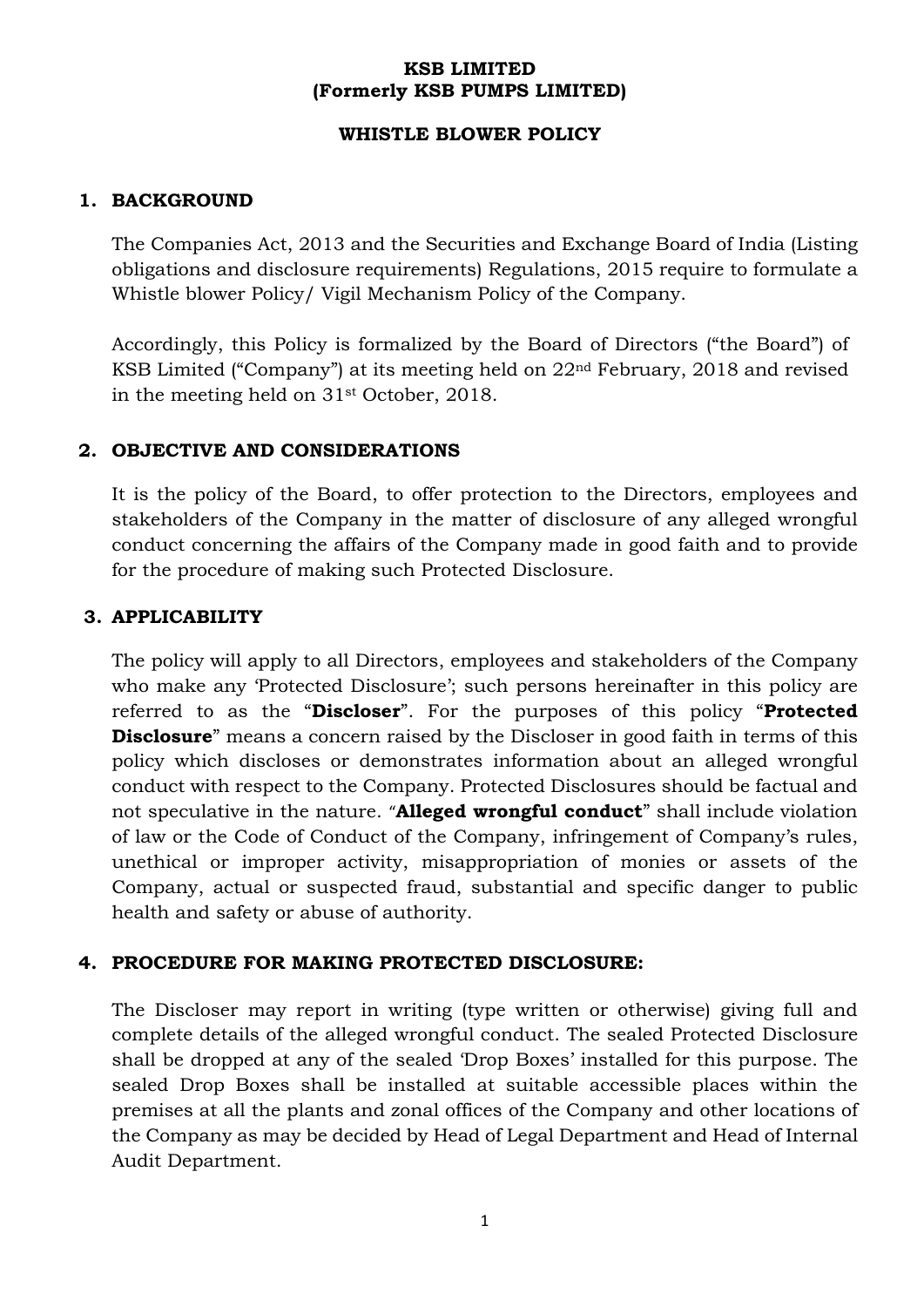# KSB LIMITED
# (Formerly KSB PUMPS LIMITED)

## WHISTLE BLOWER POLICY

## 1. BACKGROUND

The Companies Act, 2013 and the Securities and Exchange Board of India (Listing obligations and disclosure requirements) Regulations, 2015 require to formulate a Whistle blower Policy/ Vigil Mechanism Policy of the Company.

Accordingly, this Policy is formalized by the Board of Directors ("the Board") of KSB Limited ("Company") at its meeting held on 22nd February, 2018 and revised in the meeting held on 31st October, 2018.

## 2. OBJECTIVE AND CONSIDERATIONS

It is the policy of the Board, to offer protection to the Directors, employees and stakeholders of the Company in the matter of disclosure of any alleged wrongful conduct concerning the affairs of the Company made in good faith and to provide for the procedure of making such Protected Disclosure.

## 3. APPLICABILITY

The policy will apply to all Directors, employees and stakeholders of the Company who make any 'Protected Disclosure'; such persons hereinafter in this policy are referred to as the "**Discloser**". For the purposes of this policy "**Protected Disclosure**" means a concern raised by the Discloser in good faith in terms of this policy which discloses or demonstrates information about an alleged wrongful conduct with respect to the Company. Protected Disclosures should be factual and not speculative in the nature. "**Alleged wrongful conduct**" shall include violation of law or the Code of Conduct of the Company, infringement of Company's rules, unethical or improper activity, misappropriation of monies or assets of the Company, actual or suspected fraud, substantial and specific danger to public health and safety or abuse of authority.

## 4. PROCEDURE FOR MAKING PROTECTED DISCLOSURE:

The Discloser may report in writing (type written or otherwise) giving full and complete details of the alleged wrongful conduct. The sealed Protected Disclosure shall be dropped at any of the sealed 'Drop Boxes' installed for this purpose. The sealed Drop Boxes shall be installed at suitable accessible places within the premises at all the plants and zonal offices of the Company and other locations of the Company as may be decided by Head of Legal Department and Head of Internal Audit Department.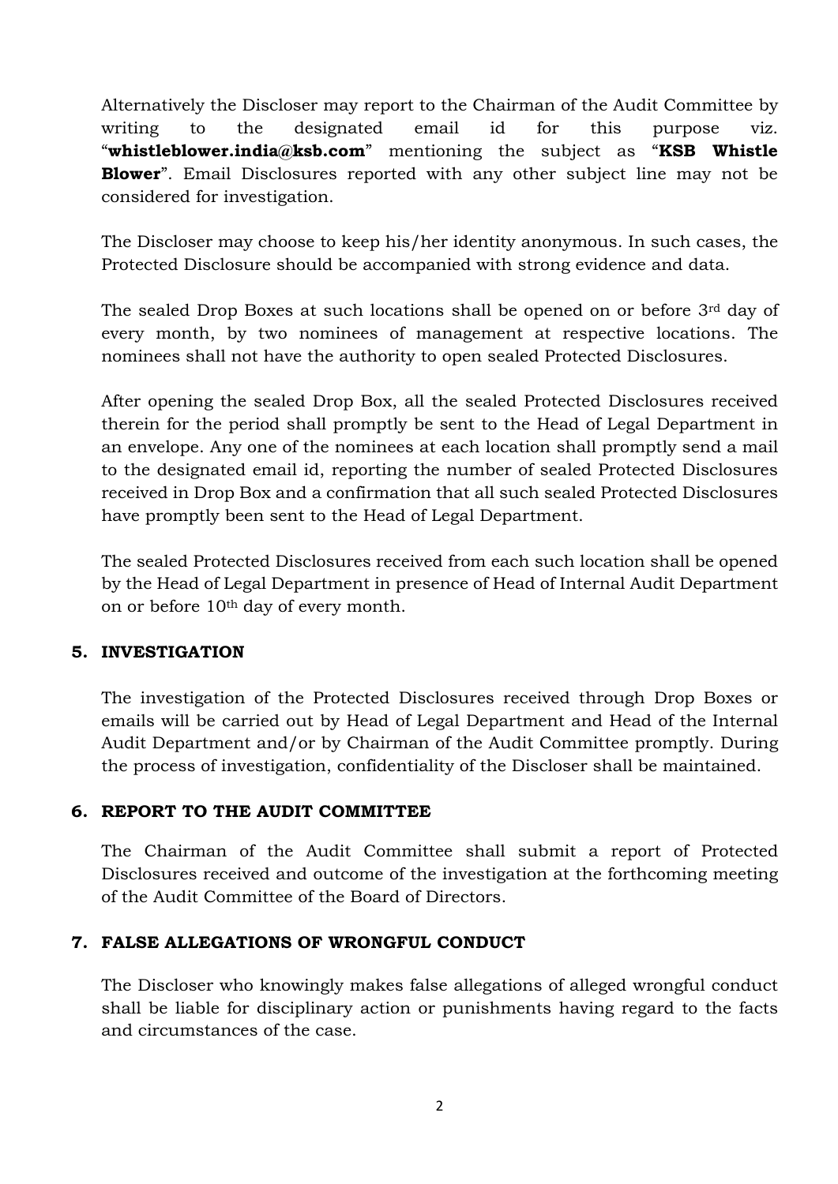Alternatively the Discloser may report to the Chairman of the Audit Committee by writing to the designated email id for this purpose viz. "**whistleblower.india@ksb.com**" mentioning the subject as "**KSB Whistle Blower**". Email Disclosures reported with any other subject line may not be considered for investigation.

The Discloser may choose to keep his/her identity anonymous. In such cases, the Protected Disclosure should be accompanied with strong evidence and data.

The sealed Drop Boxes at such locations shall be opened on or before 3rd day of every month, by two nominees of management at respective locations. The nominees shall not have the authority to open sealed Protected Disclosures.

After opening the sealed Drop Box, all the sealed Protected Disclosures received therein for the period shall promptly be sent to the Head of Legal Department in an envelope. Any one of the nominees at each location shall promptly send a mail to the designated email id, reporting the number of sealed Protected Disclosures received in Drop Box and a confirmation that all such sealed Protected Disclosures have promptly been sent to the Head of Legal Department.

The sealed Protected Disclosures received from each such location shall be opened by the Head of Legal Department in presence of Head of Internal Audit Department on or before 10th day of every month.

## 5. INVESTIGATION

The investigation of the Protected Disclosures received through Drop Boxes or emails will be carried out by Head of Legal Department and Head of the Internal Audit Department and/or by Chairman of the Audit Committee promptly. During the process of investigation, confidentiality of the Discloser shall be maintained.

## 6. REPORT TO THE AUDIT COMMITTEE

The Chairman of the Audit Committee shall submit a report of Protected Disclosures received and outcome of the investigation at the forthcoming meeting of the Audit Committee of the Board of Directors.

## 7. FALSE ALLEGATIONS OF WRONGFUL CONDUCT

The Discloser who knowingly makes false allegations of alleged wrongful conduct shall be liable for disciplinary action or punishments having regard to the facts and circumstances of the case.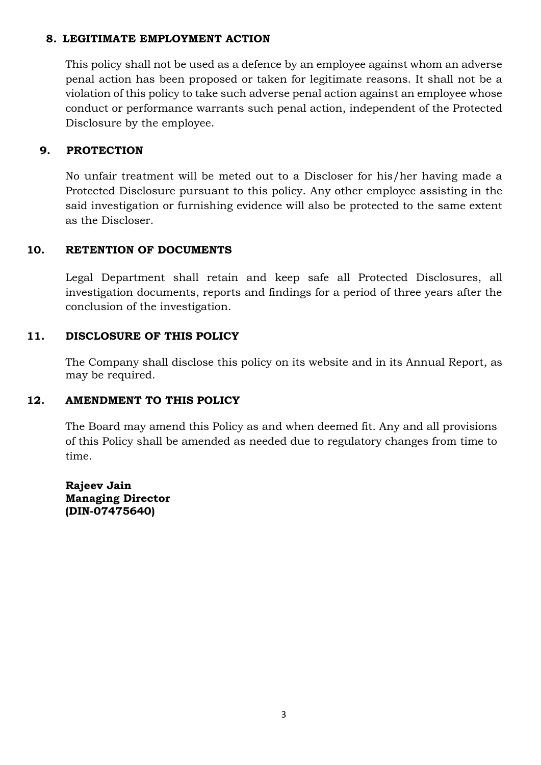## 8. LEGITIMATE EMPLOYMENT ACTION

This policy shall not be used as a defence by an employee against whom an adverse penal action has been proposed or taken for legitimate reasons. It shall not be a violation of this policy to take such adverse penal action against an employee whose conduct or performance warrants such penal action, independent of the Protected Disclosure by the employee.

## 9. PROTECTION

No unfair treatment will be meted out to a Discloser for his/her having made a Protected Disclosure pursuant to this policy. Any other employee assisting in the said investigation or furnishing evidence will also be protected to the same extent as the Discloser.

## 10. RETENTION OF DOCUMENTS

Legal Department shall retain and keep safe all Protected Disclosures, all investigation documents, reports and findings for a period of three years after the conclusion of the investigation.

## 11. DISCLOSURE OF THIS POLICY

The Company shall disclose this policy on its website and in its Annual Report, as may be required.

## 12. AMENDMENT TO THIS POLICY

The Board may amend this Policy as and when deemed fit. Any and all provisions of this Policy shall be amended as needed due to regulatory changes from time to time.

**Rajeev Jain**
**Managing Director**
**(DIN-07475640)**